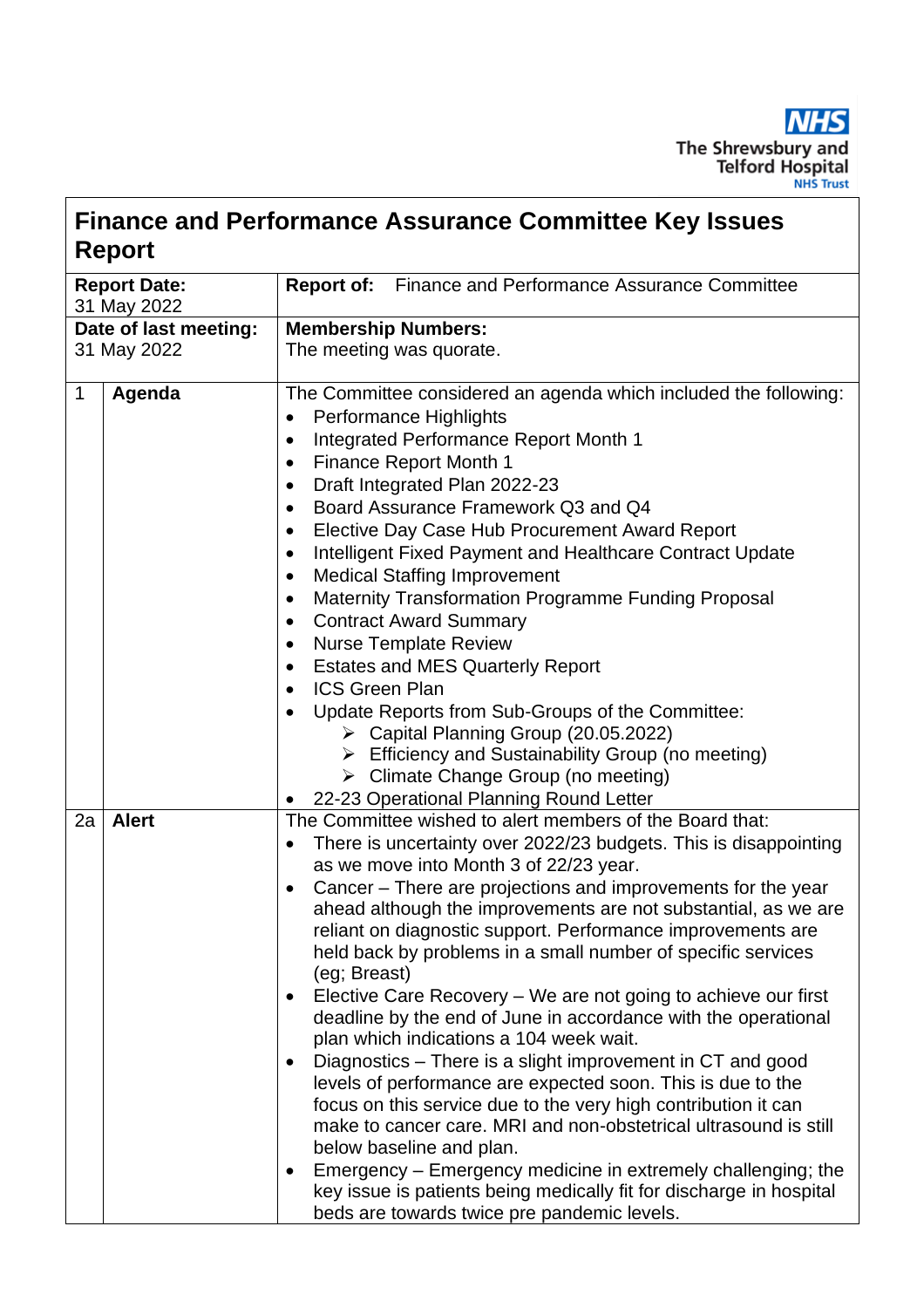The Shrewsbury and Telford Hospital NHS Trust

# Finance and Performance Assurance Committee Key Issues Report

| | | |
|---|---|---|
| **Report Date:** 31 May 2022 | | **Report of:** Finance and Performance Assurance Committee |
| **Date of last meeting:** 31 May 2022 | | **Membership Numbers:** The meeting was quorate. |
| 1 | **Agenda** | The Committee considered an agenda which included the following:<br>• Performance Highlights<br>• Integrated Performance Report Month 1<br>• Finance Report Month 1<br>• Draft Integrated Plan 2022-23<br>• Board Assurance Framework Q3 and Q4<br>• Elective Day Case Hub Procurement Award Report<br>• Intelligent Fixed Payment and Healthcare Contract Update<br>• Medical Staffing Improvement<br>• Maternity Transformation Programme Funding Proposal<br>• Contract Award Summary<br>• Nurse Template Review<br>• Estates and MES Quarterly Report<br>• ICS Green Plan<br>• Update Reports from Sub-Groups of the Committee:<br>  ➢ Capital Planning Group (20.05.2022)<br>  ➢ Efficiency and Sustainability Group (no meeting)<br>  ➢ Climate Change Group (no meeting)<br>• 22-23 Operational Planning Round Letter |
| 2a | **Alert** | The Committee wished to alert members of the Board that:<br>• There is uncertainty over 2022/23 budgets. This is disappointing as we move into Month 3 of 22/23 year.<br>• Cancer – There are projections and improvements for the year ahead although the improvements are not substantial, as we are reliant on diagnostic support. Performance improvements are held back by problems in a small number of specific services (eg; Breast)<br>• Elective Care Recovery – We are not going to achieve our first deadline by the end of June in accordance with the operational plan which indications a 104 week wait.<br>• Diagnostics – There is a slight improvement in CT and good levels of performance are expected soon. This is due to the focus on this service due to the very high contribution it can make to cancer care. MRI and non-obstetrical ultrasound is still below baseline and plan.<br>• Emergency – Emergency medicine in extremely challenging; the key issue is patients being medically fit for discharge in hospital beds are towards twice pre pandemic levels. |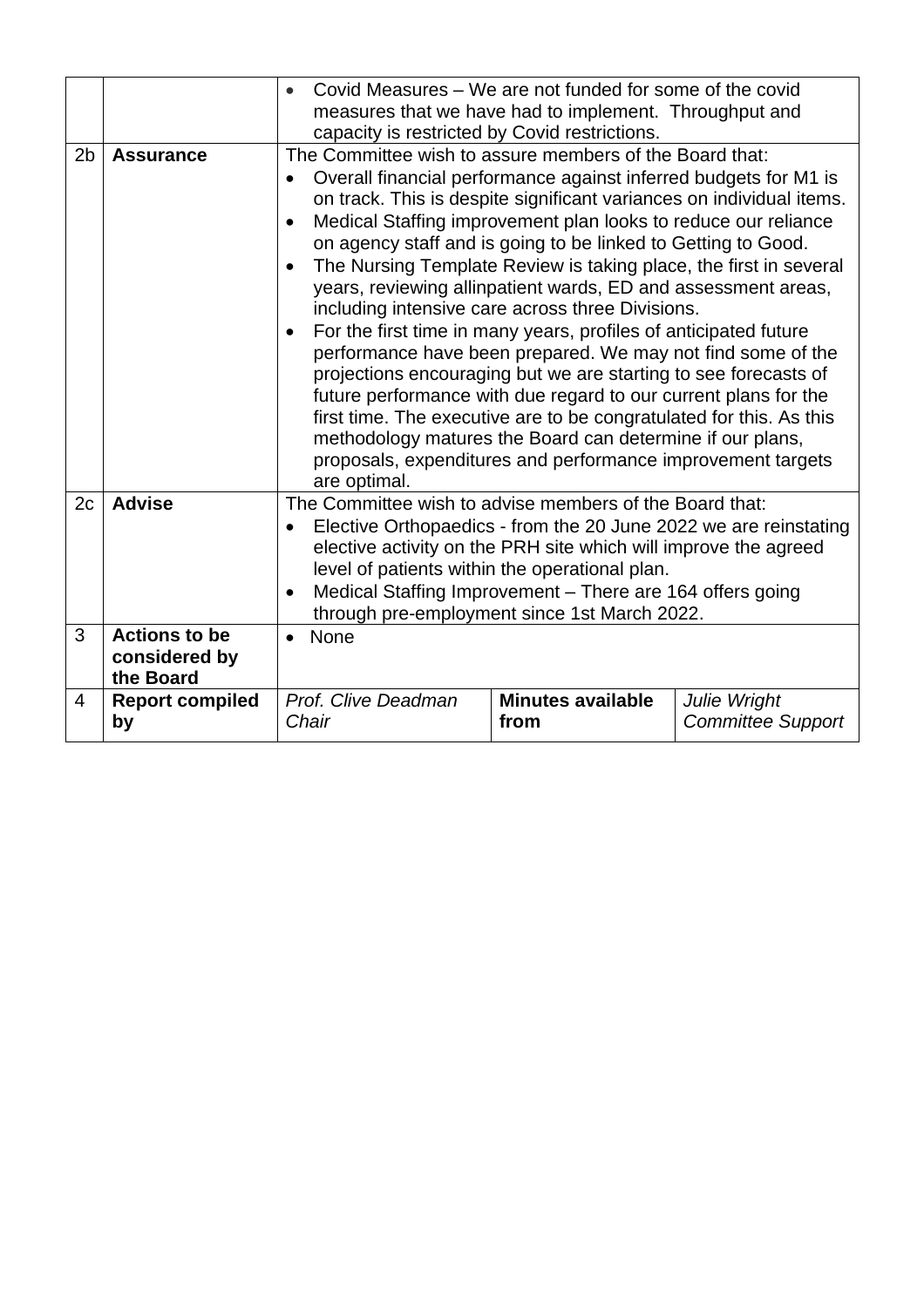| | | | | | |
|---|---|---|---|---|---|
| | | • Covid Measures – We are not funded for some of the covid measures that we have had to implement. Throughput and capacity is restricted by Covid restrictions. | | | |
| 2b | **Assurance** | The Committee wish to assure members of the Board that:<br>• Overall financial performance against inferred budgets for M1 is on track. This is despite significant variances on individual items.<br>• Medical Staffing improvement plan looks to reduce our reliance on agency staff and is going to be linked to Getting to Good.<br>• The Nursing Template Review is taking place, the first in several years, reviewing allinpatient wards, ED and assessment areas, including intensive care across three Divisions.<br>• For the first time in many years, profiles of anticipated future performance have been prepared. We may not find some of the projections encouraging but we are starting to see forecasts of future performance with due regard to our current plans for the first time. The executive are to be congratulated for this. As this methodology matures the Board can determine if our plans, proposals, expenditures and performance improvement targets are optimal. | | | |
| 2c | **Advise** | The Committee wish to advise members of the Board that:<br>• Elective Orthopaedics - from the 20 June 2022 we are reinstating elective activity on the PRH site which will improve the agreed level of patients within the operational plan.<br>• Medical Staffing Improvement – There are 164 offers going through pre-employment since 1st March 2022. | | | |
| 3 | **Actions to be considered by the Board** | • None | | | |
| 4 | **Report compiled by** | *Prof. Clive Deadman Chair* | **Minutes available from** | *Julie Wright Committee Support* | |